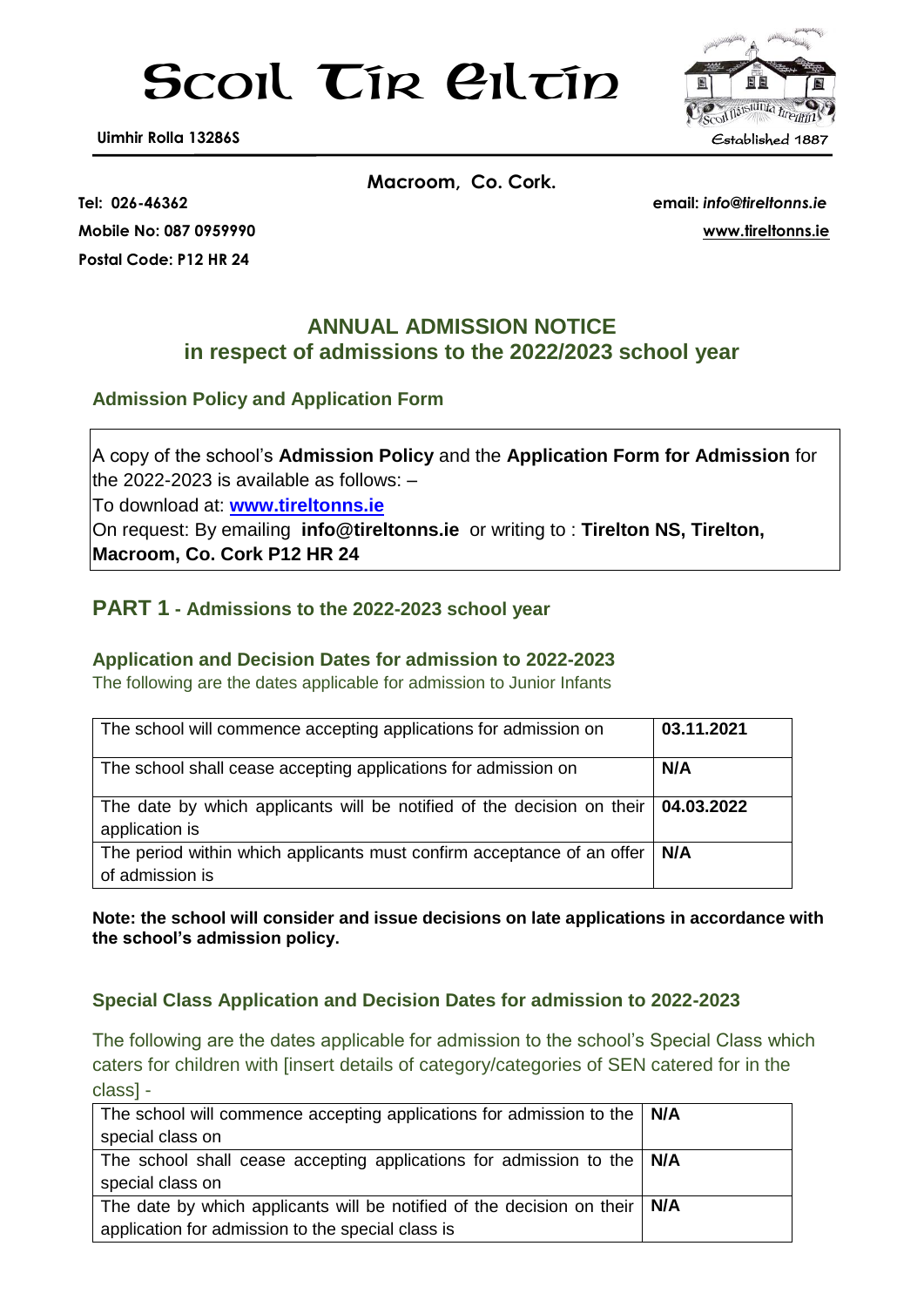# Scoil Tír Eiltín

**Uimhir Rolla 13286S**

Established 1887

**Macroom, Co. Cork.**

**Tel: 026-46362**

**Mobile No: 087 0959990**

**Postal Code: P12 HR 24**

**email:** ***info@tireltonns.ie***

**www.tireltonns.ie**

## ANNUAL ADMISSION NOTICE
## in respect of admissions to the 2022/2023 school year

### Admission Policy and Application Form

A copy of the school's **Admission Policy** and the **Application Form for Admission** for the 2022-2023 is available as follows: –
To download at: **www.tireltonns.ie**
On request: By emailing **info@tireltonns.ie** or writing to : **Tirelton NS, Tirelton, Macroom, Co. Cork P12 HR 24**

## PART 1 - Admissions to the 2022-2023 school year

### Application and Decision Dates for admission to 2022-2023

The following are the dates applicable for admission to Junior Infants

| | |
|---|---|
| The school will commence accepting applications for admission on | **03.11.2021** |
| The school shall cease accepting applications for admission on | **N/A** |
| The date by which applicants will be notified of the decision on their application is | **04.03.2022** |
| The period within which applicants must confirm acceptance of an offer of admission is | **N/A** |

**Note: the school will consider and issue decisions on late applications in accordance with the school's admission policy.**

### Special Class Application and Decision Dates for admission to 2022-2023

The following are the dates applicable for admission to the school's Special Class which caters for children with [insert details of category/categories of SEN catered for in the class] -

| | |
|---|---|
| The school will commence accepting applications for admission to the special class on | **N/A** |
| The school shall cease accepting applications for admission to the special class on | **N/A** |
| The date by which applicants will be notified of the decision on their application for admission to the special class is | **N/A** |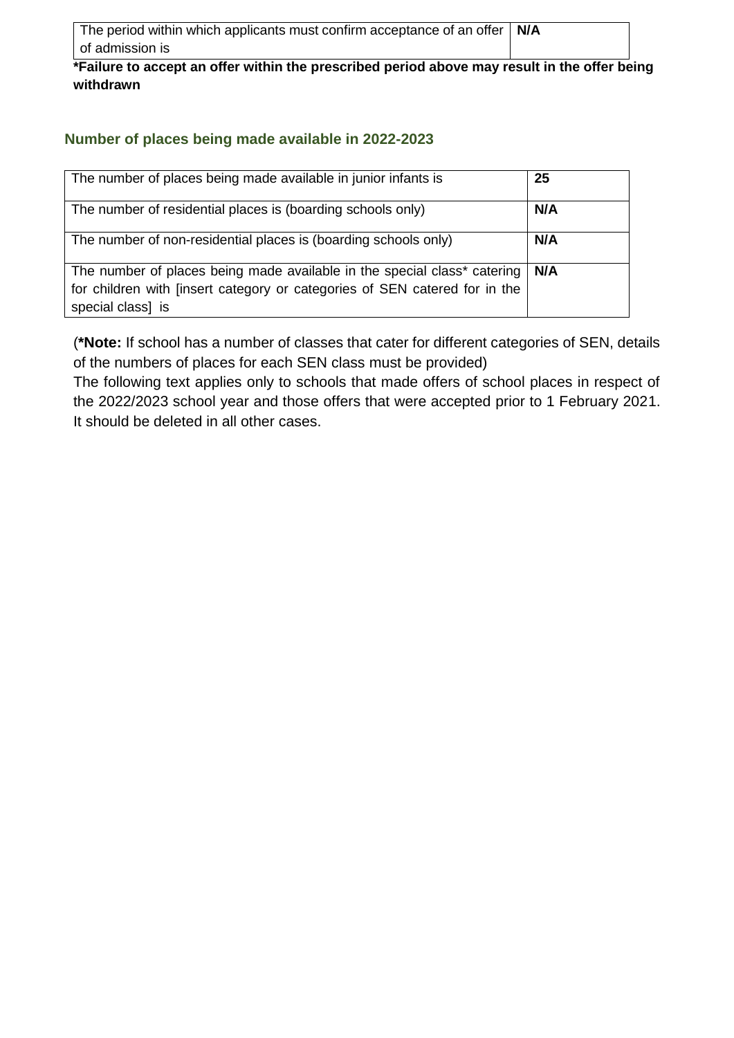| | |
|---|---|
| The period within which applicants must confirm acceptance of an offer of admission is | **N/A** |

***Failure to accept an offer within the prescribed period above may result in the offer being withdrawn**

## Number of places being made available in 2022-2023

| | |
|---|---|
| The number of places being made available in junior infants is | **25** |
| The number of residential places is (boarding schools only) | **N/A** |
| The number of non-residential places is (boarding schools only) | **N/A** |
| The number of places being made available in the special class* catering for children with [insert category or categories of SEN catered for in the special class] is | **N/A** |

(**\*Note:** If school has a number of classes that cater for different categories of SEN, details of the numbers of places for each SEN class must be provided)

The following text applies only to schools that made offers of school places in respect of the 2022/2023 school year and those offers that were accepted prior to 1 February 2021. It should be deleted in all other cases.